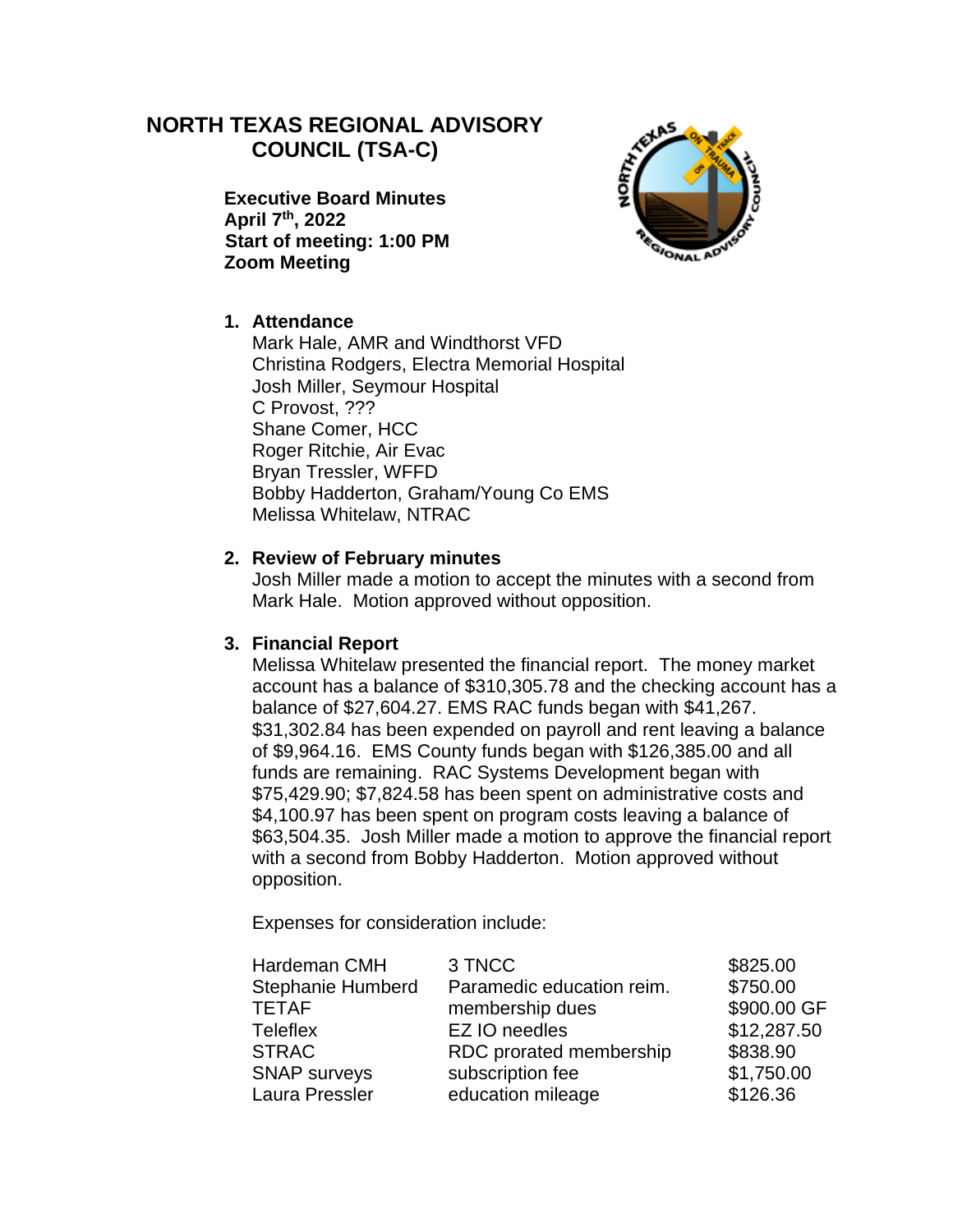# NORTH TEXAS REGIONAL ADVISORY COUNCIL (TSA-C)

**Executive Board Minutes**
**April 7th, 2022**
**Start of meeting: 1:00 PM**
**Zoom Meeting**

1. **Attendance**
   Mark Hale, AMR and Windthorst VFD
   Christina Rodgers, Electra Memorial Hospital
   Josh Miller, Seymour Hospital
   C Provost, ???
   Shane Comer, HCC
   Roger Ritchie, Air Evac
   Bryan Tressler, WFFD
   Bobby Hadderton, Graham/Young Co EMS
   Melissa Whitelaw, NTRAC

2. **Review of February minutes**
   Josh Miller made a motion to accept the minutes with a second from Mark Hale. Motion approved without opposition.

3. **Financial Report**
   Melissa Whitelaw presented the financial report. The money market account has a balance of $310,305.78 and the checking account has a balance of $27,604.27. EMS RAC funds began with $41,267. $31,302.84 has been expended on payroll and rent leaving a balance of $9,964.16. EMS County funds began with $126,385.00 and all funds are remaining. RAC Systems Development began with $75,429.90; $7,824.58 has been spent on administrative costs and $4,100.97 has been spent on program costs leaving a balance of $63,504.35. Josh Miller made a motion to approve the financial report with a second from Bobby Hadderton. Motion approved without opposition.

   Expenses for consideration include:

| | | |
|---|---|---|
| Hardeman CMH | 3 TNCC | $825.00 |
| Stephanie Humberd | Paramedic education reim. | $750.00 |
| TETAF | membership dues | $900.00 GF |
| Teleflex | EZ IO needles | $12,287.50 |
| STRAC | RDC prorated membership | $838.90 |
| SNAP surveys | subscription fee | $1,750.00 |
| Laura Pressler | education mileage | $126.36 |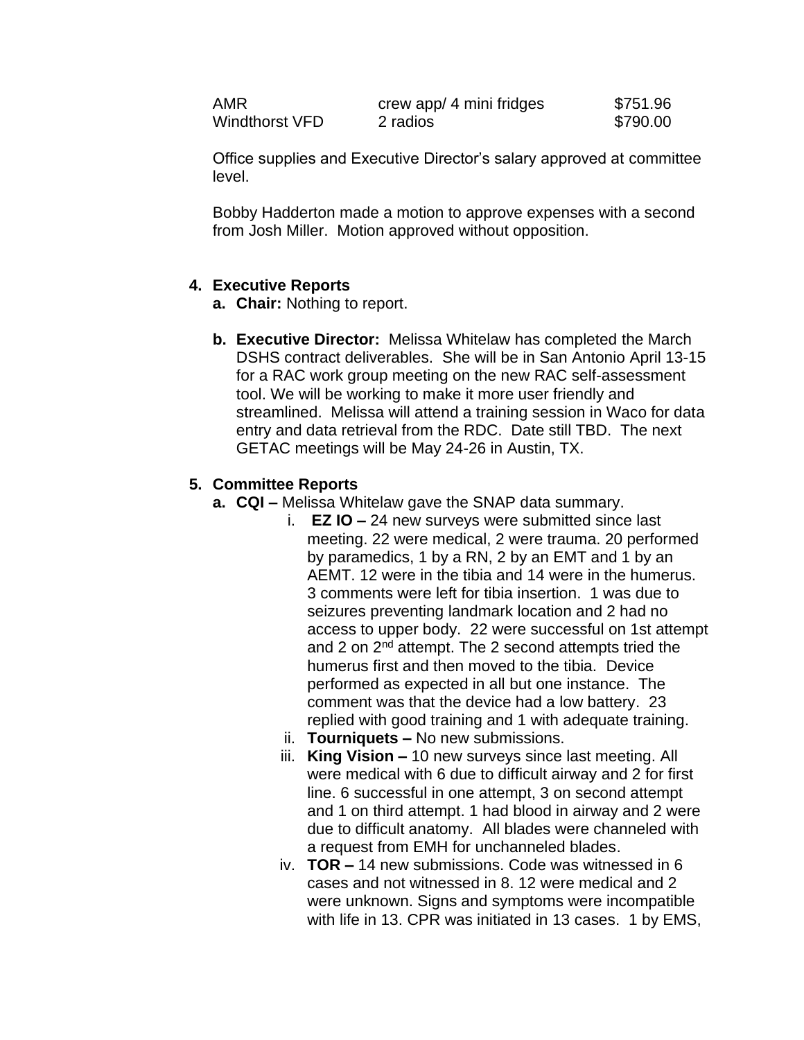| | | |
|---|---|---|
| AMR | crew app/ 4 mini fridges | $751.96 |
| Windthorst VFD | 2 radios | $790.00 |

Office supplies and Executive Director's salary approved at committee level.

Bobby Hadderton made a motion to approve expenses with a second from Josh Miller. Motion approved without opposition.

4. **Executive Reports**
   a. **Chair:** Nothing to report.

   b. **Executive Director:** Melissa Whitelaw has completed the March DSHS contract deliverables. She will be in San Antonio April 13-15 for a RAC work group meeting on the new RAC self-assessment tool. We will be working to make it more user friendly and streamlined. Melissa will attend a training session in Waco for data entry and data retrieval from the RDC. Date still TBD. The next GETAC meetings will be May 24-26 in Austin, TX.

5. **Committee Reports**
   a. **CQI –** Melissa Whitelaw gave the SNAP data summary.
      i. **EZ IO –** 24 new surveys were submitted since last meeting. 22 were medical, 2 were trauma. 20 performed by paramedics, 1 by a RN, 2 by an EMT and 1 by an AEMT. 12 were in the tibia and 14 were in the humerus. 3 comments were left for tibia insertion. 1 was due to seizures preventing landmark location and 2 had no access to upper body. 22 were successful on 1st attempt and 2 on 2nd attempt. The 2 second attempts tried the humerus first and then moved to the tibia. Device performed as expected in all but one instance. The comment was that the device had a low battery. 23 replied with good training and 1 with adequate training.
      ii. **Tourniquets –** No new submissions.
      iii. **King Vision –** 10 new surveys since last meeting. All were medical with 6 due to difficult airway and 2 for first line. 6 successful in one attempt, 3 on second attempt and 1 on third attempt. 1 had blood in airway and 2 were due to difficult anatomy. All blades were channeled with a request from EMH for unchanneled blades.
      iv. **TOR –** 14 new submissions. Code was witnessed in 6 cases and not witnessed in 8. 12 were medical and 2 were unknown. Signs and symptoms were incompatible with life in 13. CPR was initiated in 13 cases. 1 by EMS,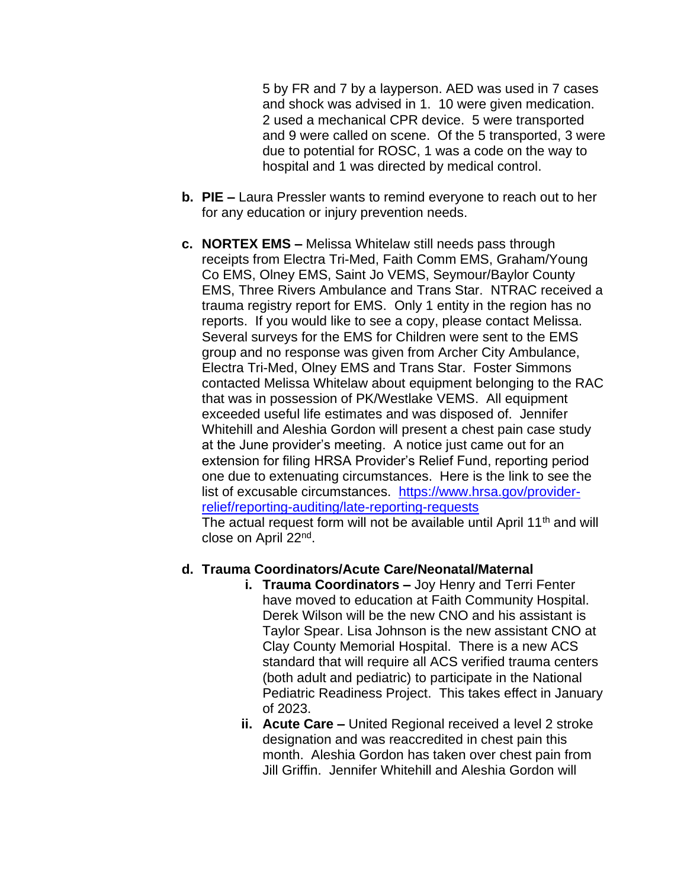5 by FR and 7 by a layperson. AED was used in 7 cases and shock was advised in 1. 10 were given medication. 2 used a mechanical CPR device. 5 were transported and 9 were called on scene. Of the 5 transported, 3 were due to potential for ROSC, 1 was a code on the way to hospital and 1 was directed by medical control.

b. **PIE –** Laura Pressler wants to remind everyone to reach out to her for any education or injury prevention needs.

c. **NORTEX EMS –** Melissa Whitelaw still needs pass through receipts from Electra Tri-Med, Faith Comm EMS, Graham/Young Co EMS, Olney EMS, Saint Jo VEMS, Seymour/Baylor County EMS, Three Rivers Ambulance and Trans Star. NTRAC received a trauma registry report for EMS. Only 1 entity in the region has no reports. If you would like to see a copy, please contact Melissa. Several surveys for the EMS for Children were sent to the EMS group and no response was given from Archer City Ambulance, Electra Tri-Med, Olney EMS and Trans Star. Foster Simmons contacted Melissa Whitelaw about equipment belonging to the RAC that was in possession of PK/Westlake VEMS. All equipment exceeded useful life estimates and was disposed of. Jennifer Whitehill and Aleshia Gordon will present a chest pain case study at the June provider's meeting. A notice just came out for an extension for filing HRSA Provider's Relief Fund, reporting period one due to extenuating circumstances. Here is the link to see the list of excusable circumstances. [https://www.hrsa.gov/provider-relief/reporting-auditing/late-reporting-requests](https://www.hrsa.gov/provider-relief/reporting-auditing/late-reporting-requests)
The actual request form will not be available until April 11th and will close on April 22nd.

d. **Trauma Coordinators/Acute Care/Neonatal/Maternal**

i. **Trauma Coordinators –** Joy Henry and Terri Fenter have moved to education at Faith Community Hospital. Derek Wilson will be the new CNO and his assistant is Taylor Spear. Lisa Johnson is the new assistant CNO at Clay County Memorial Hospital. There is a new ACS standard that will require all ACS verified trauma centers (both adult and pediatric) to participate in the National Pediatric Readiness Project. This takes effect in January of 2023.

ii. **Acute Care –** United Regional received a level 2 stroke designation and was reaccredited in chest pain this month. Aleshia Gordon has taken over chest pain from Jill Griffin. Jennifer Whitehill and Aleshia Gordon will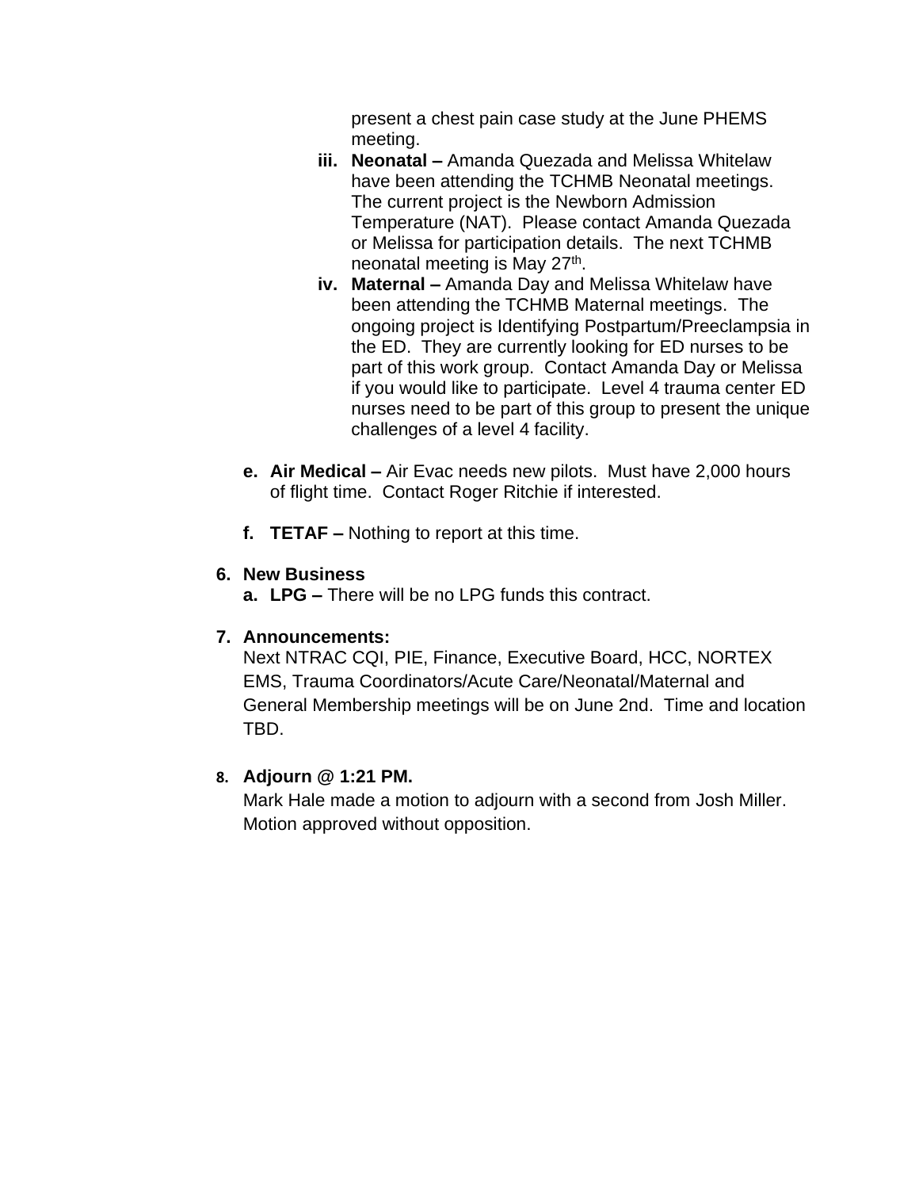present a chest pain case study at the June PHEMS meeting.

   iii. **Neonatal –** Amanda Quezada and Melissa Whitelaw have been attending the TCHMB Neonatal meetings. The current project is the Newborn Admission Temperature (NAT). Please contact Amanda Quezada or Melissa for participation details. The next TCHMB neonatal meeting is May 27th.

   iv. **Maternal –** Amanda Day and Melissa Whitelaw have been attending the TCHMB Maternal meetings. The ongoing project is Identifying Postpartum/Preeclampsia in the ED. They are currently looking for ED nurses to be part of this work group. Contact Amanda Day or Melissa if you would like to participate. Level 4 trauma center ED nurses need to be part of this group to present the unique challenges of a level 4 facility.

e. **Air Medical –** Air Evac needs new pilots. Must have 2,000 hours of flight time. Contact Roger Ritchie if interested.

f. **TETAF –** Nothing to report at this time.

6. **New Business**

   a. **LPG –** There will be no LPG funds this contract.

7. **Announcements:**

   Next NTRAC CQI, PIE, Finance, Executive Board, HCC, NORTEX EMS, Trauma Coordinators/Acute Care/Neonatal/Maternal and General Membership meetings will be on June 2nd. Time and location TBD.

8. **Adjourn @ 1:21 PM.**

   Mark Hale made a motion to adjourn with a second from Josh Miller. Motion approved without opposition.